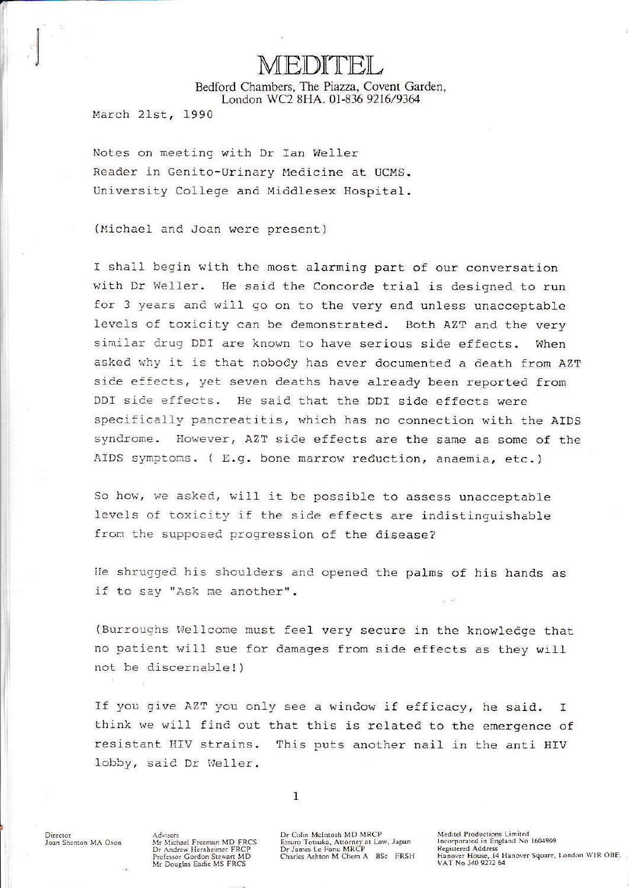# MEDITEL

Bedford Chambers, The Piazza, Covent Garden, London WC2 8HA. 01-836 9216/9364

March 21st, 1990

Notes on meeting with Dr Ian Weller
Reader in Genito-Urinary Medicine at UCMS.
University College and Middlesex Hospital.

(Michael and Joan were present)

I shall begin with the most alarming part of our conversation with Dr Weller. He said the Concorde trial is designed to run for 3 years and will go on to the very end unless unacceptable levels of toxicity can be demonstrated. Both AZT and the very similar drug DDI are known to have serious side effects. When asked why it is that nobody has ever documented a death from AZT side effects, yet seven deaths have already been reported from DDI side effects. He said that the DDI side effects were specifically pancreatitis, which has no connection with the AIDS syndrome. However, AZT side effects are the same as some of the AIDS symptoms. ( E.g. bone marrow reduction, anaemia, etc.)

So how, we asked, will it be possible to assess unacceptable levels of toxicity if the side effects are indistinguishable from the supposed progression of the disease?

He shrugged his shoulders and opened the palms of his hands as if to say "Ask me another".

(Burroughs Wellcome must feel very secure in the knowledge that no patient will sue for damages from side effects as they will not be discernable!)

If you give AZT you only see a window if efficacy, he said. I think we will find out that this is related to the emergence of resistant HIV strains. This puts another nail in the anti HIV lobby, said Dr Weller.

Director
Joan Shenton MA Oxon

Advisers
Mr Michael Freeman MD FRCS
Dr Andrew Herxheimer FRCP
Professor Gordon Stewart MD
Mr Douglas Eadie MS FRCS

Dr Colin McIntosh MD MRCP
Etsuro Totsuka, Attorney at Law, Japan
Dr James Le Fanu MRCP
Charles Ashton M Chem A BSc FRSH

Meditel Productions Limited
Incorporated in England No 1604909
Registered Address
Hanover House, 14 Hanover Square, London W1R OBE.
VAT No 340 9272 64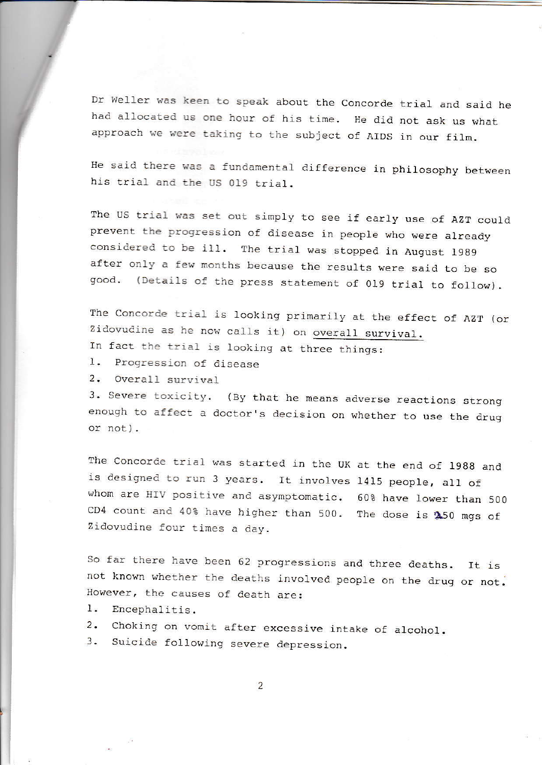Dr Weller was keen to speak about the Concorde trial and said he had allocated us one hour of his time. He did not ask us what approach we were taking to the subject of AIDS in our film.

He said there was a fundamental difference in philosophy between his trial and the US 019 trial.

The US trial was set out simply to see if early use of AZT could prevent the progression of disease in people who were already considered to be ill. The trial was stopped in August 1989 after only a few months because the results were said to be so good. (Details of the press statement of 019 trial to follow).

The Concorde trial is looking primarily at the effect of AZT (or Zidovudine as he now calls it) on <u>overall survival.</u>
In fact the trial is looking at three things:

1. Progression of disease
2. Overall survival
3. Severe toxicity. (By that he means adverse reactions strong enough to affect a doctor's decision on whether to use the drug or not).

The Concorde trial was started in the UK at the end of 1988 and is designed to run 3 years. It involves 1415 people, all of whom are HIV positive and asymptomatic. 60% have lower than 500 CD4 count and 40% have higher than 500. The dose is 250 mgs of Zidovudine four times a day.

So far there have been 62 progressions and three deaths. It is not known whether the deaths involved people on the drug or not. However, the causes of death are:

1. Encephalitis.
2. Choking on vomit after excessive intake of alcohol.
3. Suicide following severe depression.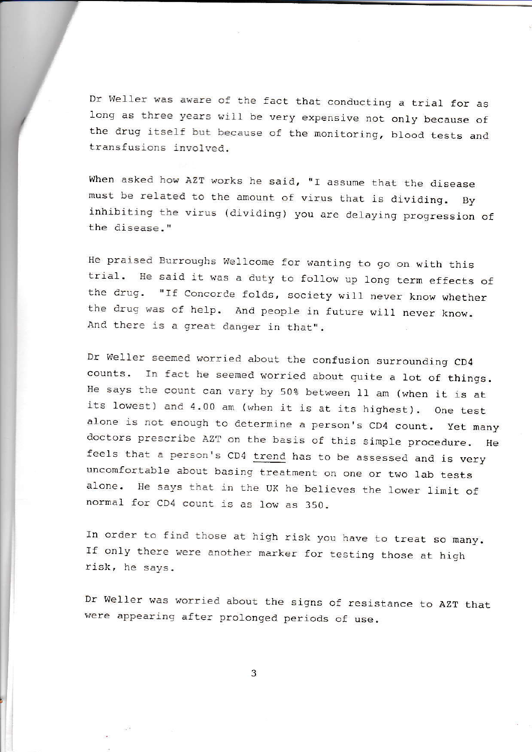Dr Weller was aware of the fact that conducting a trial for as long as three years will be very expensive not only because of the drug itself but because of the monitoring, blood tests and transfusions involved.

When asked how AZT works he said, "I assume that the disease must be related to the amount of virus that is dividing. By inhibiting the virus (dividing) you are delaying progression of the disease."

He praised Burroughs Wellcome for wanting to go on with this trial. He said it was a duty to follow up long term effects of the drug. "If Concorde folds, society will never know whether the drug was of help. And people in future will never know. And there is a great danger in that".

Dr Weller seemed worried about the confusion surrounding CD4 counts. In fact he seemed worried about quite a lot of things. He says the count can vary by 50% between 11 am (when it is at its lowest) and 4.00 am (when it is at its highest). One test alone is not enough to determine a person's CD4 count. Yet many doctors prescribe AZT on the basis of this simple procedure. He feels that a person's CD4 <u>trend</u> has to be assessed and is very uncomfortable about basing treatment on one or two lab tests alone. He says that in the UK he believes the lower limit of normal for CD4 count is as low as 350.

In order to find those at high risk you have to treat so many. If only there were another marker for testing those at high risk, he says.

Dr Weller was worried about the signs of resistance to AZT that were appearing after prolonged periods of use.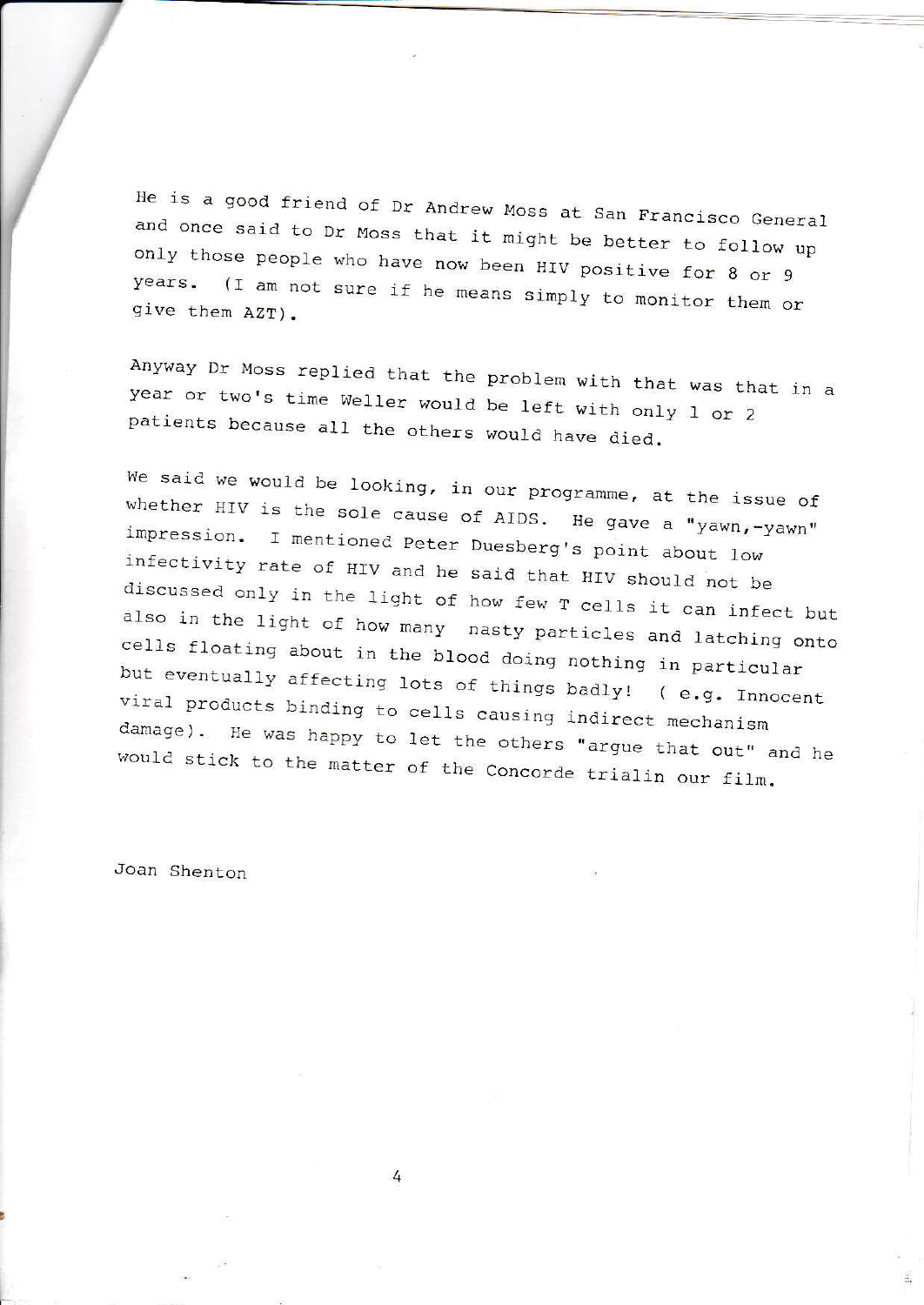He is a good friend of Dr Andrew Moss at San Francisco General and once said to Dr Moss that it might be better to follow up only those people who have now been HIV positive for 8 or 9 years. (I am not sure if he means simply to monitor them or give them AZT).

Anyway Dr Moss replied that the problem with that was that in a year or two's time Weller would be left with only 1 or 2 patients because all the others would have died.

We said we would be looking, in our programme, at the issue of whether HIV is the sole cause of AIDS. He gave a "yawn,-yawn" impression. I mentioned Peter Duesberg's point about low infectivity rate of HIV and he said that HIV should not be discussed only in the light of how few T cells it can infect but also in the light of how many nasty particles and latching onto cells floating about in the blood doing nothing in particular but eventually affecting lots of things badly! ( e.g. Innocent viral products binding to cells causing indirect mechanism damage). He was happy to let the others "argue that out" and he would stick to the matter of the Concorde trialin our film.

Joan Shenton